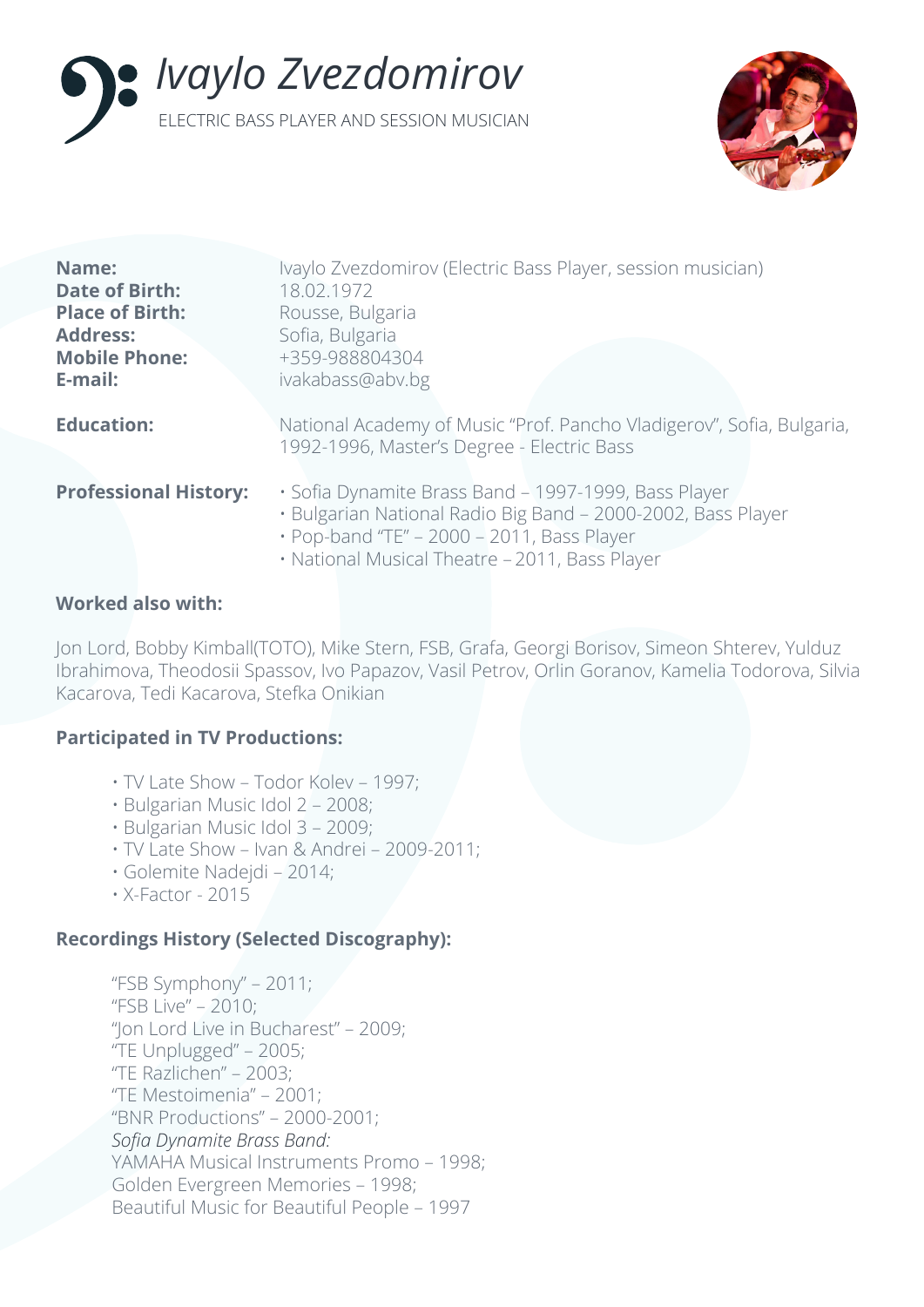# *Ivaylo Zvezdomirov*

ELECTRIC BASS PLAYER AND SESSION MUSICIAN

**Name:** Ivaylo Zvezdomirov (Electric Bass Player, session musician)
**Date of Birth:** 18.02.1972
**Place of Birth:** Rousse, Bulgaria
**Address:** Sofia, Bulgaria
**Mobile Phone:** +359-988804304
**E-mail:** ivakabass@abv.bg

**Education:** National Academy of Music "Prof. Pancho Vladigerov", Sofia, Bulgaria, 1992-1996, Master's Degree - Electric Bass

**Professional History:**

- Sofia Dynamite Brass Band – 1997-1999, Bass Player
- Bulgarian National Radio Big Band – 2000-2002, Bass Player
- Pop-band "TE" – 2000 – 2011, Bass Player
- National Musical Theatre – 2011, Bass Player

**Worked also with:**

Jon Lord, Bobby Kimball(TOTO), Mike Stern, FSB, Grafa, Georgi Borisov, Simeon Shterev, Yulduz Ibrahimova, Theodosii Spassov, Ivo Papazov, Vasil Petrov, Orlin Goranov, Kamelia Todorova, Silvia Kacarova, Tedi Kacarova, Stefka Onikian

**Participated in TV Productions:**

- TV Late Show – Todor Kolev – 1997;
- Bulgarian Music Idol 2 – 2008;
- Bulgarian Music Idol 3 – 2009;
- TV Late Show – Ivan & Andrei – 2009-2011;
- Golemite Nadejdi – 2014;
- X-Factor - 2015

**Recordings History (Selected Discography):**

"FSB Symphony" – 2011;
"FSB Live" – 2010;
"Jon Lord Live in Bucharest" – 2009;
"TE Unplugged" – 2005;
"TE Razlichen" – 2003;
"TE Mestoimenia" – 2001;
"BNR Productions" – 2000-2001;
*Sofia Dynamite Brass Band:*
YAMAHA Musical Instruments Promo – 1998;
Golden Evergreen Memories – 1998;
Beautiful Music for Beautiful People – 1997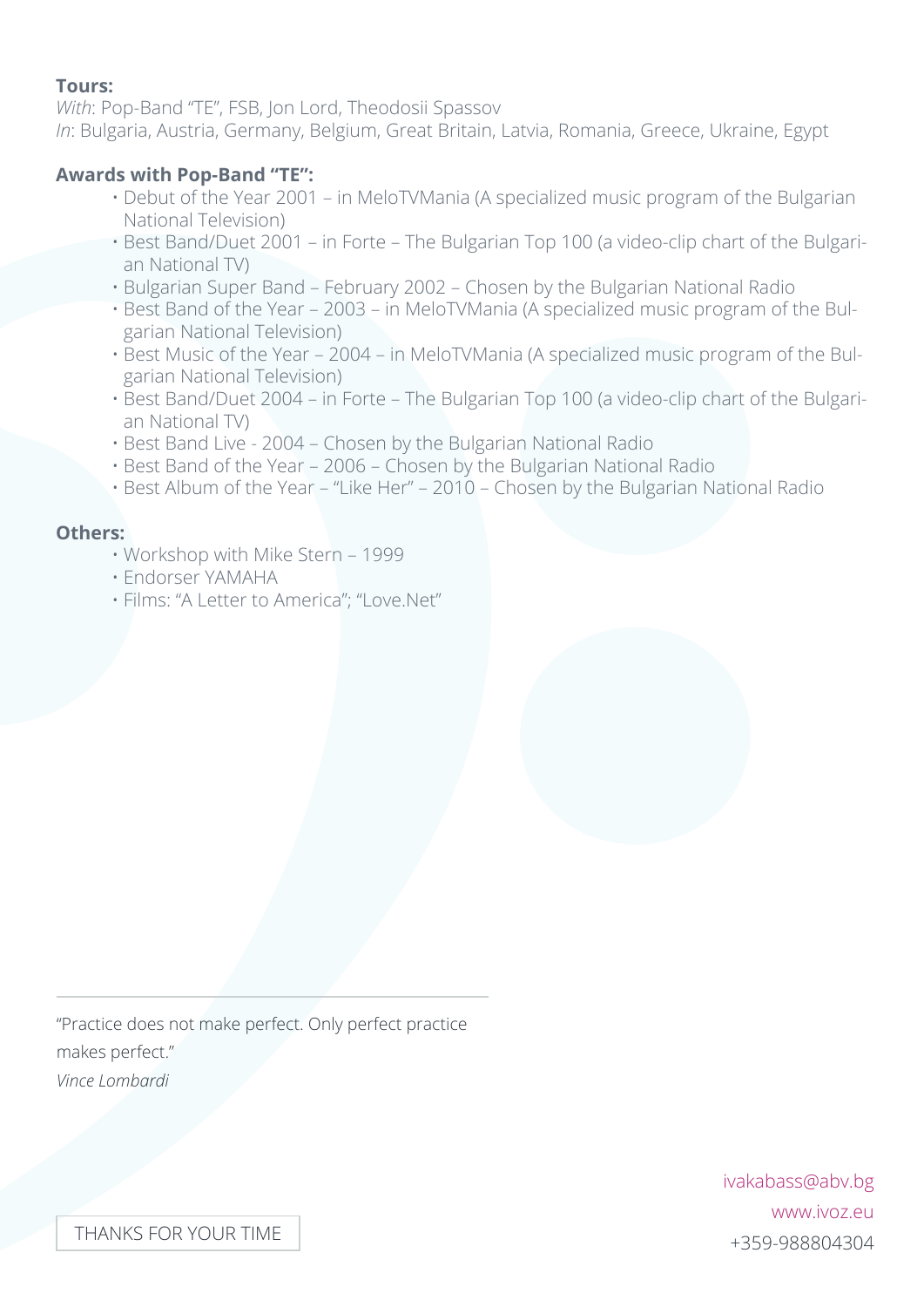**Tours:**

*With*: Pop-Band "TE", FSB, Jon Lord, Theodosii Spassov

*In*: Bulgaria, Austria, Germany, Belgium, Great Britain, Latvia, Romania, Greece, Ukraine, Egypt

**Awards with Pop-Band "TE":**

- Debut of the Year 2001 – in MeloTVMania (A specialized music program of the Bulgarian National Television)
- Best Band/Duet 2001 – in Forte – The Bulgarian Top 100 (a video-clip chart of the Bulgarian National TV)
- Bulgarian Super Band – February 2002 – Chosen by the Bulgarian National Radio
- Best Band of the Year – 2003 – in MeloTVMania (A specialized music program of the Bulgarian National Television)
- Best Music of the Year – 2004 – in MeloTVMania (A specialized music program of the Bulgarian National Television)
- Best Band/Duet 2004 – in Forte – The Bulgarian Top 100 (a video-clip chart of the Bulgarian National TV)
- Best Band Live - 2004 – Chosen by the Bulgarian National Radio
- Best Band of the Year – 2006 – Chosen by the Bulgarian National Radio
- Best Album of the Year – "Like Her" – 2010 – Chosen by the Bulgarian National Radio

**Others:**

- Workshop with Mike Stern – 1999
- Endorser YAMAHA
- Films: "A Letter to America"; "Love.Net"

---

"Practice does not make perfect. Only perfect practice makes perfect."

*Vince Lombardi*

THANKS FOR YOUR TIME

ivakabass@abv.bg

www.ivoz.eu

+359-988804304